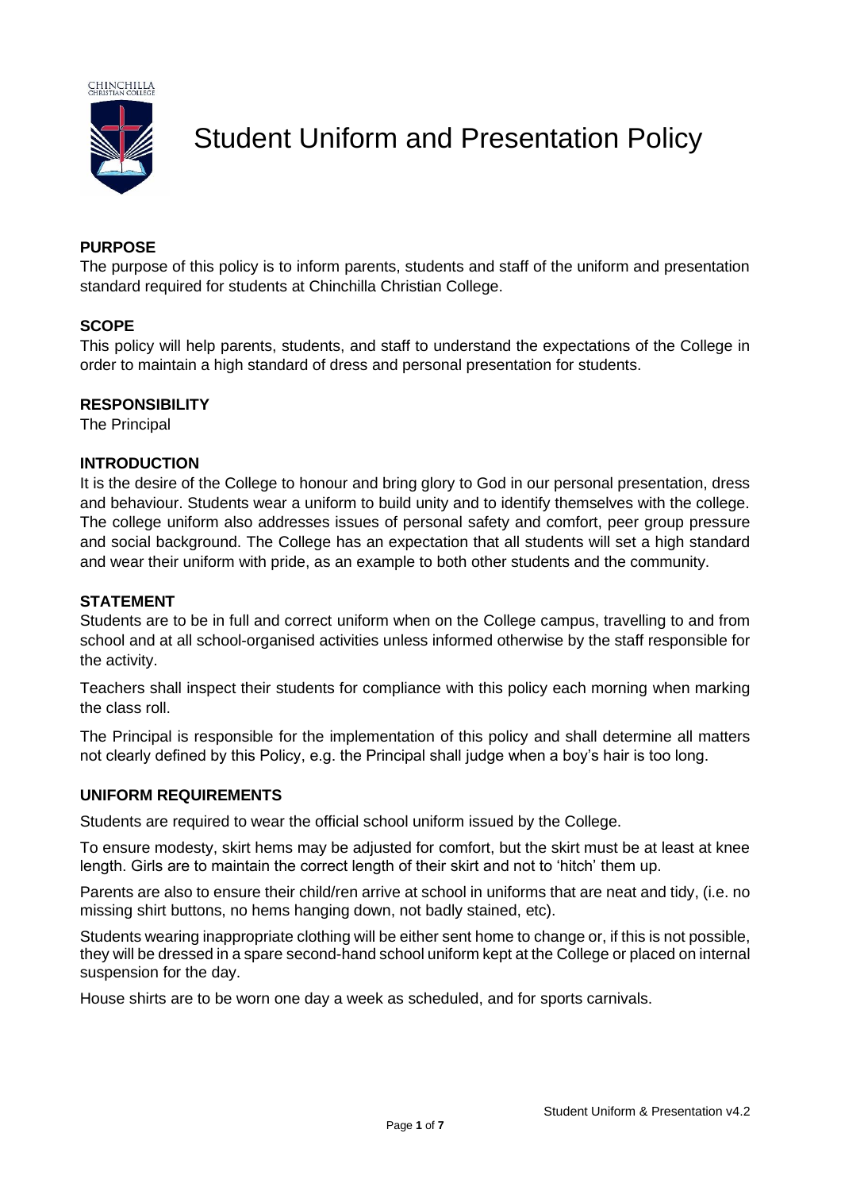# Student Uniform and Presentation Policy

**PURPOSE**

The purpose of this policy is to inform parents, students and staff of the uniform and presentation standard required for students at Chinchilla Christian College.

**SCOPE**

This policy will help parents, students, and staff to understand the expectations of the College in order to maintain a high standard of dress and personal presentation for students.

**RESPONSIBILITY**

The Principal

**INTRODUCTION**

It is the desire of the College to honour and bring glory to God in our personal presentation, dress and behaviour. Students wear a uniform to build unity and to identify themselves with the college. The college uniform also addresses issues of personal safety and comfort, peer group pressure and social background. The College has an expectation that all students will set a high standard and wear their uniform with pride, as an example to both other students and the community.

**STATEMENT**

Students are to be in full and correct uniform when on the College campus, travelling to and from school and at all school-organised activities unless informed otherwise by the staff responsible for the activity.

Teachers shall inspect their students for compliance with this policy each morning when marking the class roll.

The Principal is responsible for the implementation of this policy and shall determine all matters not clearly defined by this Policy, e.g. the Principal shall judge when a boy's hair is too long.

**UNIFORM REQUIREMENTS**

Students are required to wear the official school uniform issued by the College.

To ensure modesty, skirt hems may be adjusted for comfort, but the skirt must be at least at knee length. Girls are to maintain the correct length of their skirt and not to 'hitch' them up.

Parents are also to ensure their child/ren arrive at school in uniforms that are neat and tidy, (i.e. no missing shirt buttons, no hems hanging down, not badly stained, etc).

Students wearing inappropriate clothing will be either sent home to change or, if this is not possible, they will be dressed in a spare second-hand school uniform kept at the College or placed on internal suspension for the day.

House shirts are to be worn one day a week as scheduled, and for sports carnivals.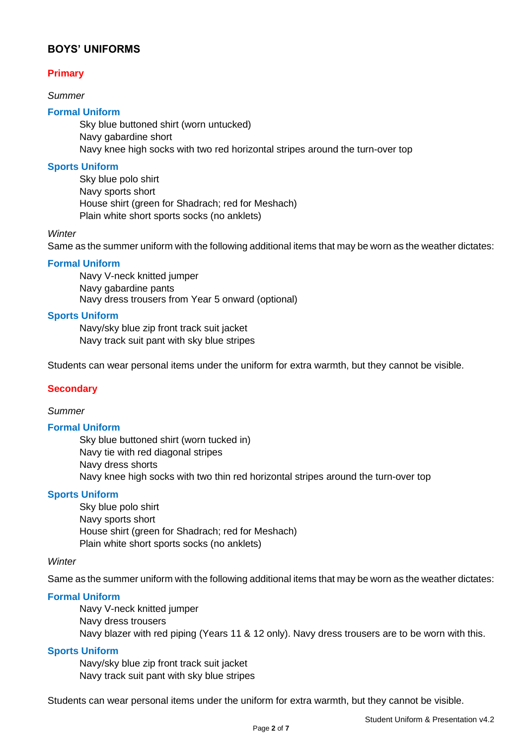## BOYS' UNIFORMS

### Primary

*Summer*

#### Formal Uniform

Sky blue buttoned shirt (worn untucked)
Navy gabardine short
Navy knee high socks with two red horizontal stripes around the turn-over top

#### Sports Uniform

Sky blue polo shirt
Navy sports short
House shirt (green for Shadrach; red for Meshach)
Plain white short sports socks (no anklets)

*Winter*

Same as the summer uniform with the following additional items that may be worn as the weather dictates:

#### Formal Uniform

Navy V-neck knitted jumper
Navy gabardine pants
Navy dress trousers from Year 5 onward (optional)

#### Sports Uniform

Navy/sky blue zip front track suit jacket
Navy track suit pant with sky blue stripes

Students can wear personal items under the uniform for extra warmth, but they cannot be visible.

### Secondary

*Summer*

#### Formal Uniform

Sky blue buttoned shirt (worn tucked in)
Navy tie with red diagonal stripes
Navy dress shorts
Navy knee high socks with two thin red horizontal stripes around the turn-over top

#### Sports Uniform

Sky blue polo shirt
Navy sports short
House shirt (green for Shadrach; red for Meshach)
Plain white short sports socks (no anklets)

*Winter*

Same as the summer uniform with the following additional items that may be worn as the weather dictates:

#### Formal Uniform

Navy V-neck knitted jumper
Navy dress trousers
Navy blazer with red piping (Years 11 & 12 only). Navy dress trousers are to be worn with this.

#### Sports Uniform

Navy/sky blue zip front track suit jacket
Navy track suit pant with sky blue stripes

Students can wear personal items under the uniform for extra warmth, but they cannot be visible.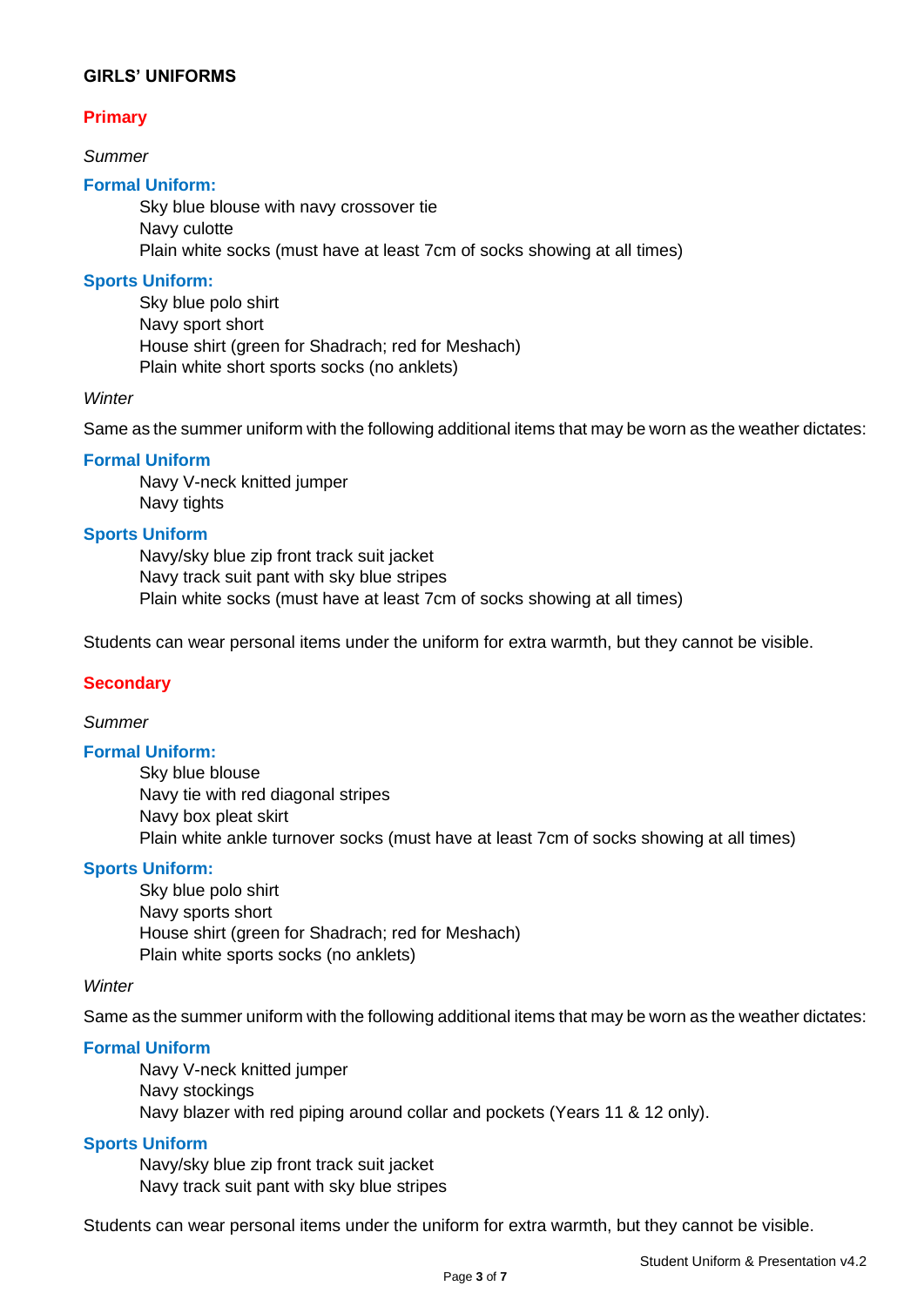## GIRLS' UNIFORMS

### Primary

*Summer*

#### Formal Uniform:

- Sky blue blouse with navy crossover tie
- Navy culotte
- Plain white socks (must have at least 7cm of socks showing at all times)

#### Sports Uniform:

- Sky blue polo shirt
- Navy sport short
- House shirt (green for Shadrach; red for Meshach)
- Plain white short sports socks (no anklets)

*Winter*

Same as the summer uniform with the following additional items that may be worn as the weather dictates:

#### Formal Uniform

- Navy V-neck knitted jumper
- Navy tights

#### Sports Uniform

- Navy/sky blue zip front track suit jacket
- Navy track suit pant with sky blue stripes
- Plain white socks (must have at least 7cm of socks showing at all times)

Students can wear personal items under the uniform for extra warmth, but they cannot be visible.

### Secondary

*Summer*

#### Formal Uniform:

- Sky blue blouse
- Navy tie with red diagonal stripes
- Navy box pleat skirt
- Plain white ankle turnover socks (must have at least 7cm of socks showing at all times)

#### Sports Uniform:

- Sky blue polo shirt
- Navy sports short
- House shirt (green for Shadrach; red for Meshach)
- Plain white sports socks (no anklets)

*Winter*

Same as the summer uniform with the following additional items that may be worn as the weather dictates:

#### Formal Uniform

- Navy V-neck knitted jumper
- Navy stockings
- Navy blazer with red piping around collar and pockets (Years 11 & 12 only).

#### Sports Uniform

- Navy/sky blue zip front track suit jacket
- Navy track suit pant with sky blue stripes

Students can wear personal items under the uniform for extra warmth, but they cannot be visible.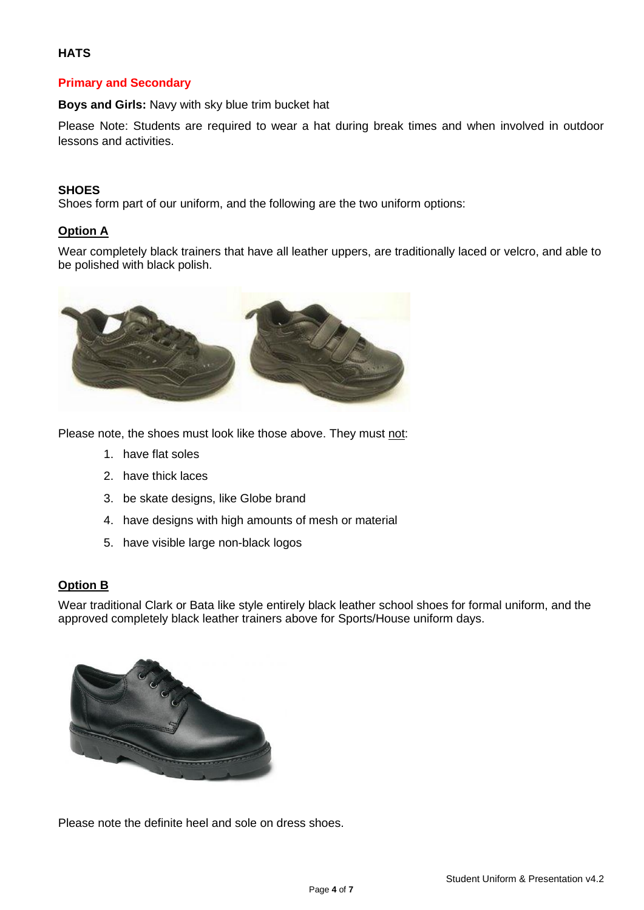## HATS

### Primary and Secondary

**Boys and Girls:** Navy with sky blue trim bucket hat

Please Note: Students are required to wear a hat during break times and when involved in outdoor lessons and activities.

## SHOES

Shoes form part of our uniform, and the following are the two uniform options:

### Option A

Wear completely black trainers that have all leather uppers, are traditionally laced or velcro, and able to be polished with black polish.

Please note, the shoes must look like those above. They must not:

1. have flat soles
2. have thick laces
3. be skate designs, like Globe brand
4. have designs with high amounts of mesh or material
5. have visible large non-black logos

### Option B

Wear traditional Clark or Bata like style entirely black leather school shoes for formal uniform, and the approved completely black leather trainers above for Sports/House uniform days.

Please note the definite heel and sole on dress shoes.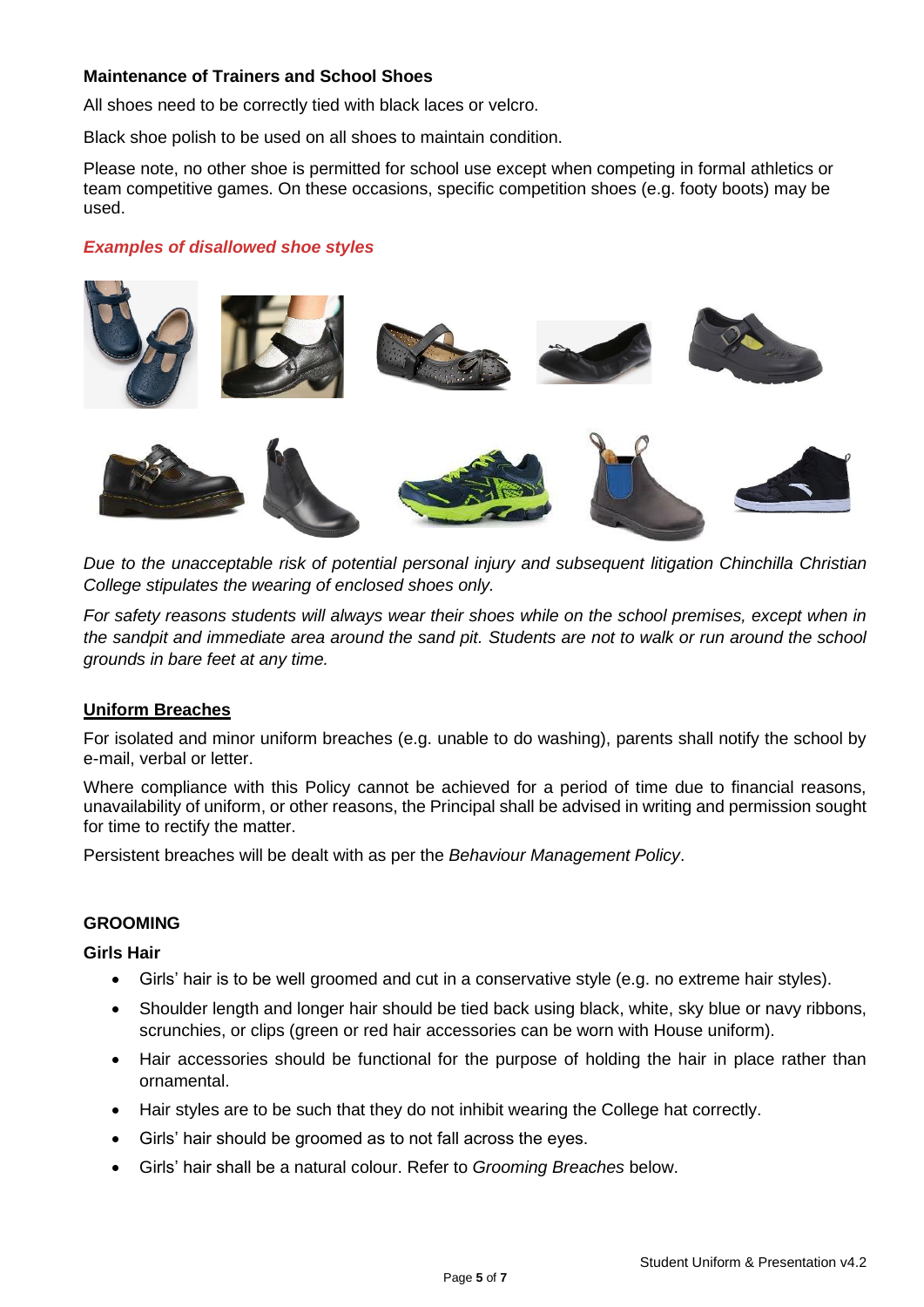**Maintenance of Trainers and School Shoes**

All shoes need to be correctly tied with black laces or velcro.

Black shoe polish to be used on all shoes to maintain condition.

Please note, no other shoe is permitted for school use except when competing in formal athletics or team competitive games. On these occasions, specific competition shoes (e.g. footy boots) may be used.

***Examples of disallowed shoe styles***

*Due to the unacceptable risk of potential personal injury and subsequent litigation Chinchilla Christian College stipulates the wearing of enclosed shoes only.*

*For safety reasons students will always wear their shoes while on the school premises, except when in the sandpit and immediate area around the sand pit. Students are not to walk or run around the school grounds in bare feet at any time.*

**Uniform Breaches**

For isolated and minor uniform breaches (e.g. unable to do washing), parents shall notify the school by e-mail, verbal or letter.

Where compliance with this Policy cannot be achieved for a period of time due to financial reasons, unavailability of uniform, or other reasons, the Principal shall be advised in writing and permission sought for time to rectify the matter.

Persistent breaches will be dealt with as per the *Behaviour Management Policy*.

**GROOMING**

**Girls Hair**

- Girls' hair is to be well groomed and cut in a conservative style (e.g. no extreme hair styles).
- Shoulder length and longer hair should be tied back using black, white, sky blue or navy ribbons, scrunchies, or clips (green or red hair accessories can be worn with House uniform).
- Hair accessories should be functional for the purpose of holding the hair in place rather than ornamental.
- Hair styles are to be such that they do not inhibit wearing the College hat correctly.
- Girls' hair should be groomed as to not fall across the eyes.
- Girls' hair shall be a natural colour. Refer to *Grooming Breaches* below.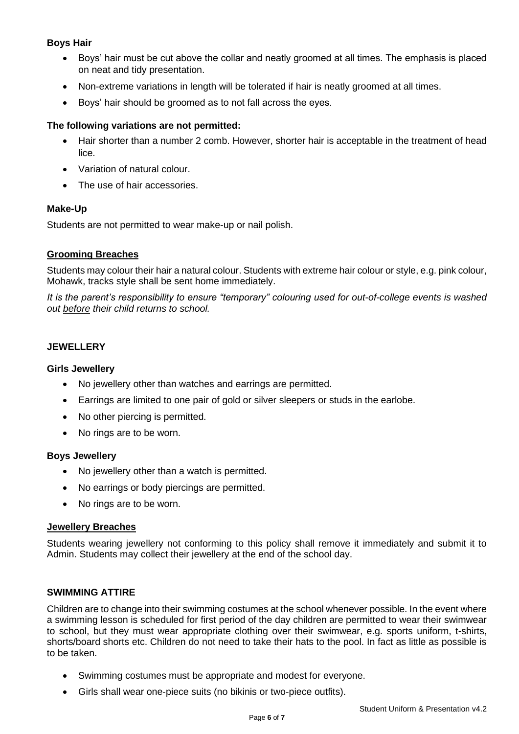**Boys Hair**

- Boys' hair must be cut above the collar and neatly groomed at all times. The emphasis is placed on neat and tidy presentation.
- Non-extreme variations in length will be tolerated if hair is neatly groomed at all times.
- Boys' hair should be groomed as to not fall across the eyes.

**The following variations are not permitted:**

- Hair shorter than a number 2 comb. However, shorter hair is acceptable in the treatment of head lice.
- Variation of natural colour.
- The use of hair accessories.

**Make-Up**

Students are not permitted to wear make-up or nail polish.

**Grooming Breaches**

Students may colour their hair a natural colour. Students with extreme hair colour or style, e.g. pink colour, Mohawk, tracks style shall be sent home immediately.

*It is the parent's responsibility to ensure "temporary" colouring used for out-of-college events is washed out before their child returns to school.*

**JEWELLERY**

**Girls Jewellery**

- No jewellery other than watches and earrings are permitted.
- Earrings are limited to one pair of gold or silver sleepers or studs in the earlobe.
- No other piercing is permitted.
- No rings are to be worn.

**Boys Jewellery**

- No jewellery other than a watch is permitted.
- No earrings or body piercings are permitted.
- No rings are to be worn.

**Jewellery Breaches**

Students wearing jewellery not conforming to this policy shall remove it immediately and submit it to Admin. Students may collect their jewellery at the end of the school day.

**SWIMMING ATTIRE**

Children are to change into their swimming costumes at the school whenever possible. In the event where a swimming lesson is scheduled for first period of the day children are permitted to wear their swimwear to school, but they must wear appropriate clothing over their swimwear, e.g. sports uniform, t-shirts, shorts/board shorts etc. Children do not need to take their hats to the pool. In fact as little as possible is to be taken.

- Swimming costumes must be appropriate and modest for everyone.
- Girls shall wear one-piece suits (no bikinis or two-piece outfits).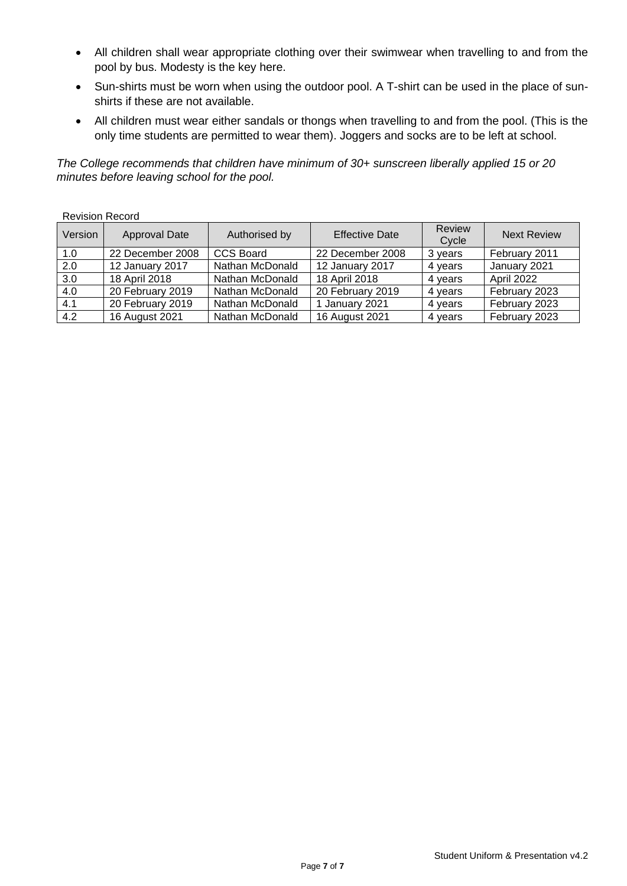- All children shall wear appropriate clothing over their swimwear when travelling to and from the pool by bus. Modesty is the key here.
- Sun-shirts must be worn when using the outdoor pool. A T-shirt can be used in the place of sun-shirts if these are not available.
- All children must wear either sandals or thongs when travelling to and from the pool. (This is the only time students are permitted to wear them). Joggers and socks are to be left at school.

*The College recommends that children have minimum of 30+ sunscreen liberally applied 15 or 20 minutes before leaving school for the pool.*

Revision Record

| Version | Approval Date | Authorised by | Effective Date | Review Cycle | Next Review |
|---|---|---|---|---|---|
| 1.0 | 22 December 2008 | CCS Board | 22 December 2008 | 3 years | February 2011 |
| 2.0 | 12 January 2017 | Nathan McDonald | 12 January 2017 | 4 years | January 2021 |
| 3.0 | 18 April 2018 | Nathan McDonald | 18 April 2018 | 4 years | April 2022 |
| 4.0 | 20 February 2019 | Nathan McDonald | 20 February 2019 | 4 years | February 2023 |
| 4.1 | 20 February 2019 | Nathan McDonald | 1 January 2021 | 4 years | February 2023 |
| 4.2 | 16 August 2021 | Nathan McDonald | 16 August 2021 | 4 years | February 2023 |